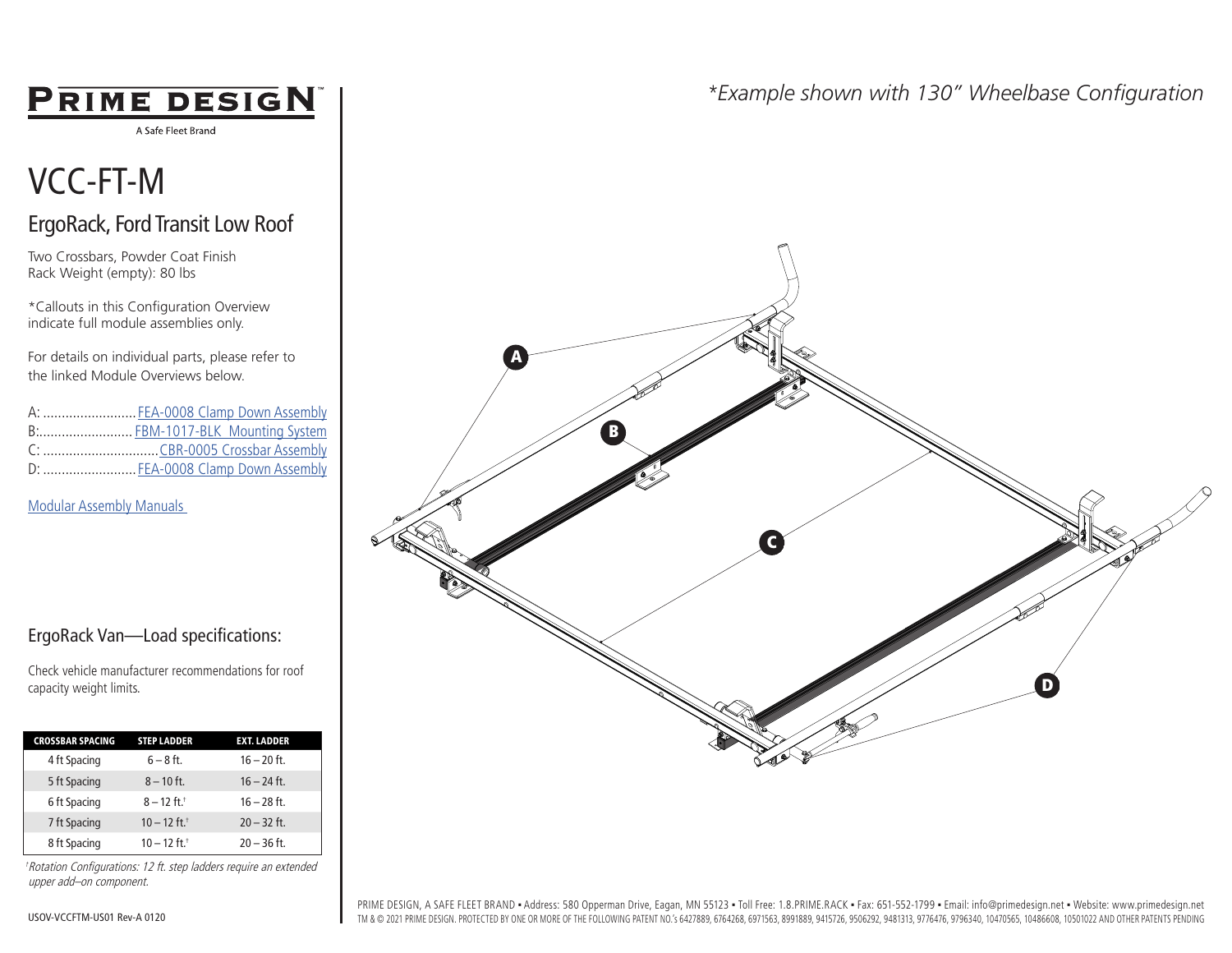# PRIME DESIGN™

A Safe Fleet Brand

# VCC-FT-M

## ErgoRack, Ford Transit Low Roof

Two Crossbars, Powder Coat Finish
Rack Weight (empty): 80 lbs

*Callouts in this Configuration Overview indicate full module assemblies only.

For details on individual parts, please refer to the linked Module Overviews below.

A: ......................... FEA-0008 Clamp Down Assembly
B:......................... FBM-1017-BLK Mounting System
C: ............................... CBR-0005 Crossbar Assembly
D: ......................... FEA-0008 Clamp Down Assembly

Modular Assembly Manuals

*Example shown with 130" Wheelbase Configuration*

A

B

C

D

## ErgoRack Van—Load specifications:

Check vehicle manufacturer recommendations for roof capacity weight limits.

| CROSSBAR SPACING | STEP LADDER | EXT. LADDER |
|---|---|---|
| 4 ft Spacing | 6 – 8 ft. | 16 – 20 ft. |
| 5 ft Spacing | 8 – 10 ft. | 16 – 24 ft. |
| 6 ft Spacing | 8 – 12 ft.† | 16 – 28 ft. |
| 7 ft Spacing | 10 – 12 ft.† | 20 – 32 ft. |
| 8 ft Spacing | 10 – 12 ft.† | 20 – 36 ft. |

*†Rotation Configurations: 12 ft. step ladders require an extended upper add–on component.*

USOV-VCCFTM-US01 Rev-A 0120

PRIME DESIGN, A SAFE FLEET BRAND • Address: 580 Opperman Drive, Eagan, MN 55123 • Toll Free: 1.8.PRIME.RACK • Fax: 651-552-1799 • Email: info@primedesign.net • Website: www.primedesign.net
TM & © 2021 PRIME DESIGN. PROTECTED BY ONE OR MORE OF THE FOLLOWING PATENT NO.'s 6427889, 6764268, 6971563, 8991889, 9415726, 9506292, 9481313, 9776476, 9796340, 10470565, 10486608, 10501022 AND OTHER PATENTS PENDING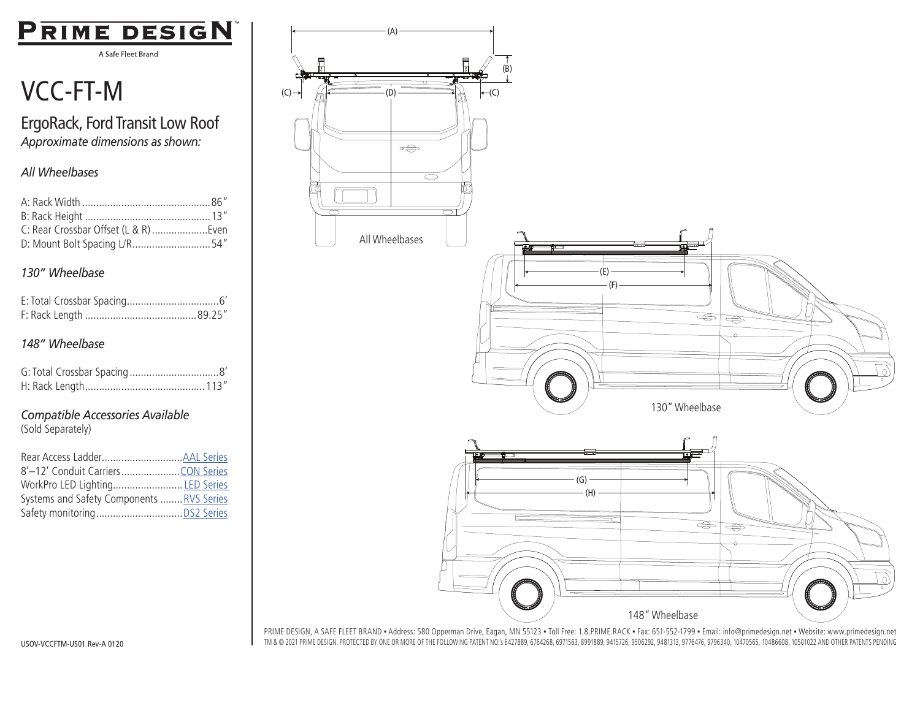# PRIME DESIGN™

A Safe Fleet Brand

# VCC-FT-M

## ErgoRack, Ford Transit Low Roof

*Approximate dimensions as shown:*

### *All Wheelbases*

| | |
|---|---|
| A: Rack Width | 86″ |
| B: Rack Height | 13″ |
| C: Rear Crossbar Offset (L & R) | Even |
| D: Mount Bolt Spacing L/R | 54″ |

### *130″ Wheelbase*

| | |
|---|---|
| E: Total Crossbar Spacing | 6′ |
| F: Rack Length | 89.25″ |

### *148″ Wheelbase*

| | |
|---|---|
| G: Total Crossbar Spacing | 8′ |
| H: Rack Length | 113″ |

### *Compatible Accessories Available*

(Sold Separately)

| | |
|---|---|
| Rear Access Ladder | AAL Series |
| 8′–12′ Conduit Carriers | CON Series |
| WorkPro LED Lighting | LED Series |
| Systems and Safety Components | RVS Series |
| Safety monitoring | DS2 Series |

(A)
(B)
(C)
(D)
(C)
All Wheelbases

(E)
(F)
130″ Wheelbase

(G)
(H)
148″ Wheelbase

USOV-VCCFTM-US01 Rev-A 0120

PRIME DESIGN, A SAFE FLEET BRAND ▪ Address: 580 Opperman Drive, Eagan, MN 55123 ▪ Toll Free: 1.8.PRIME.RACK ▪ Fax: 651-552-1799 ▪ Email: info@primedesign.net ▪ Website: www.primedesign.net

TM & © 2021 PRIME DESIGN. PROTECTED BY ONE OR MORE OF THE FOLLOWING PATENT NO.'s 6427889, 6764268, 6971563, 8991889, 9415726, 9506292, 9481313, 9776476, 9796340, 10470565, 10486608, 10501022 AND OTHER PATENTS PENDING